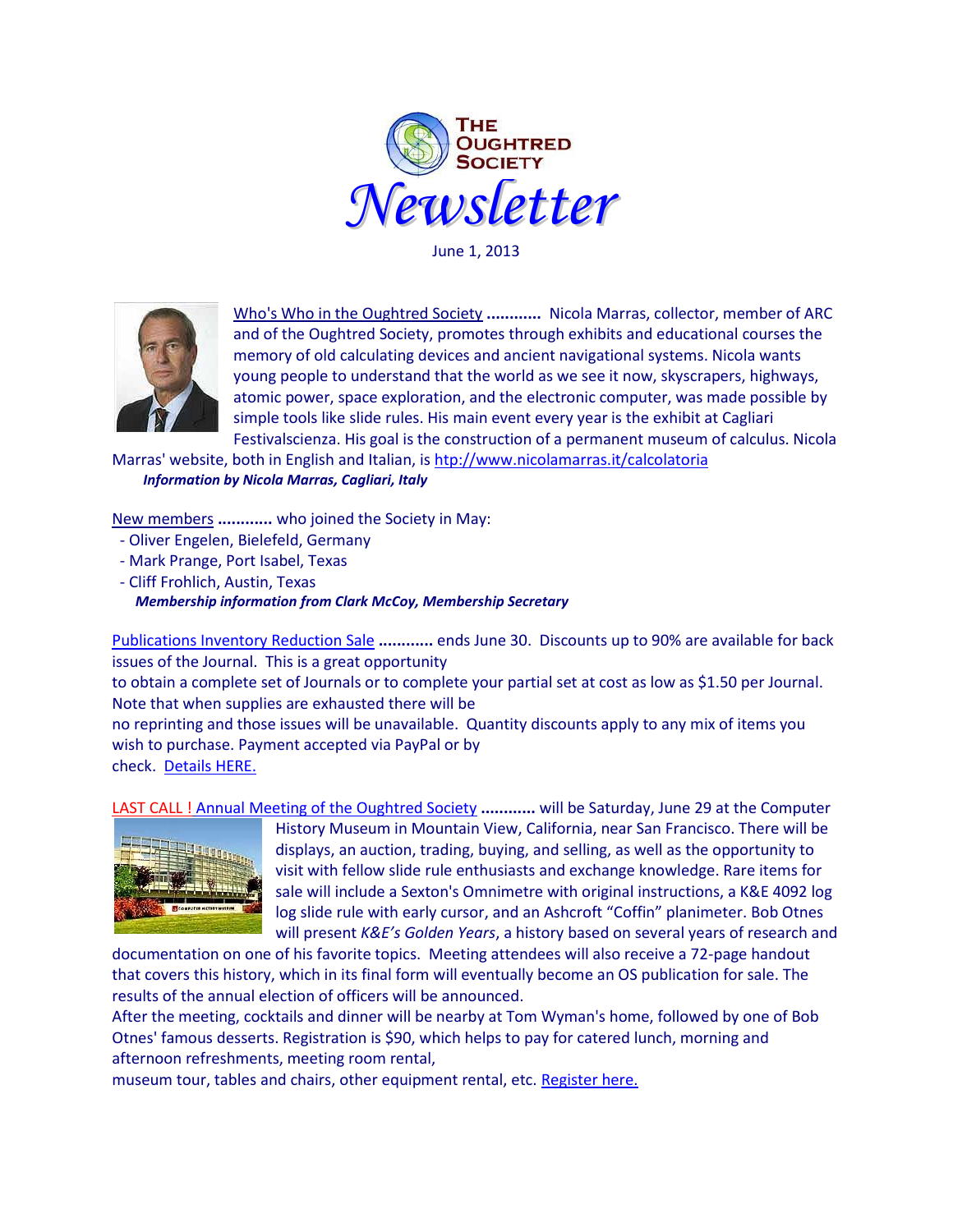# THE OUGHTRED SOCIETY

# Newsletter

June 1, 2013

Who's Who in the Oughtred Society ............ Nicola Marras, collector, member of ARC and of the Oughtred Society, promotes through exhibits and educational courses the memory of old calculating devices and ancient navigational systems. Nicola wants young people to understand that the world as we see it now, skyscrapers, highways, atomic power, space exploration, and the electronic computer, was made possible by simple tools like slide rules. His main event every year is the exhibit at Cagliari Festivalscienza. His goal is the construction of a permanent museum of calculus. Nicola Marras' website, both in English and Italian, is htp://www.nicolamarras.it/calcolatoria

***Information by Nicola Marras, Cagliari, Italy***

New members ............ who joined the Society in May:

- Oliver Engelen, Bielefeld, Germany
- Mark Prange, Port Isabel, Texas
- Cliff Frohlich, Austin, Texas

***Membership information from Clark McCoy, Membership Secretary***

Publications Inventory Reduction Sale ............ ends June 30. Discounts up to 90% are available for back issues of the Journal. This is a great opportunity to obtain a complete set of Journals or to complete your partial set at cost as low as $1.50 per Journal. Note that when supplies are exhausted there will be no reprinting and those issues will be unavailable. Quantity discounts apply to any mix of items you wish to purchase. Payment accepted via PayPal or by check. Details HERE.

LAST CALL ! Annual Meeting of the Oughtred Society ............ will be Saturday, June 29 at the Computer History Museum in Mountain View, California, near San Francisco. There will be displays, an auction, trading, buying, and selling, as well as the opportunity to visit with fellow slide rule enthusiasts and exchange knowledge. Rare items for sale will include a Sexton's Omnimetre with original instructions, a K&E 4092 log log slide rule with early cursor, and an Ashcroft "Coffin" planimeter. Bob Otnes will present *K&E's Golden Years*, a history based on several years of research and documentation on one of his favorite topics. Meeting attendees will also receive a 72-page handout that covers this history, which in its final form will eventually become an OS publication for sale. The results of the annual election of officers will be announced.

After the meeting, cocktails and dinner will be nearby at Tom Wyman's home, followed by one of Bob Otnes' famous desserts. Registration is $90, which helps to pay for catered lunch, morning and afternoon refreshments, meeting room rental, museum tour, tables and chairs, other equipment rental, etc. Register here.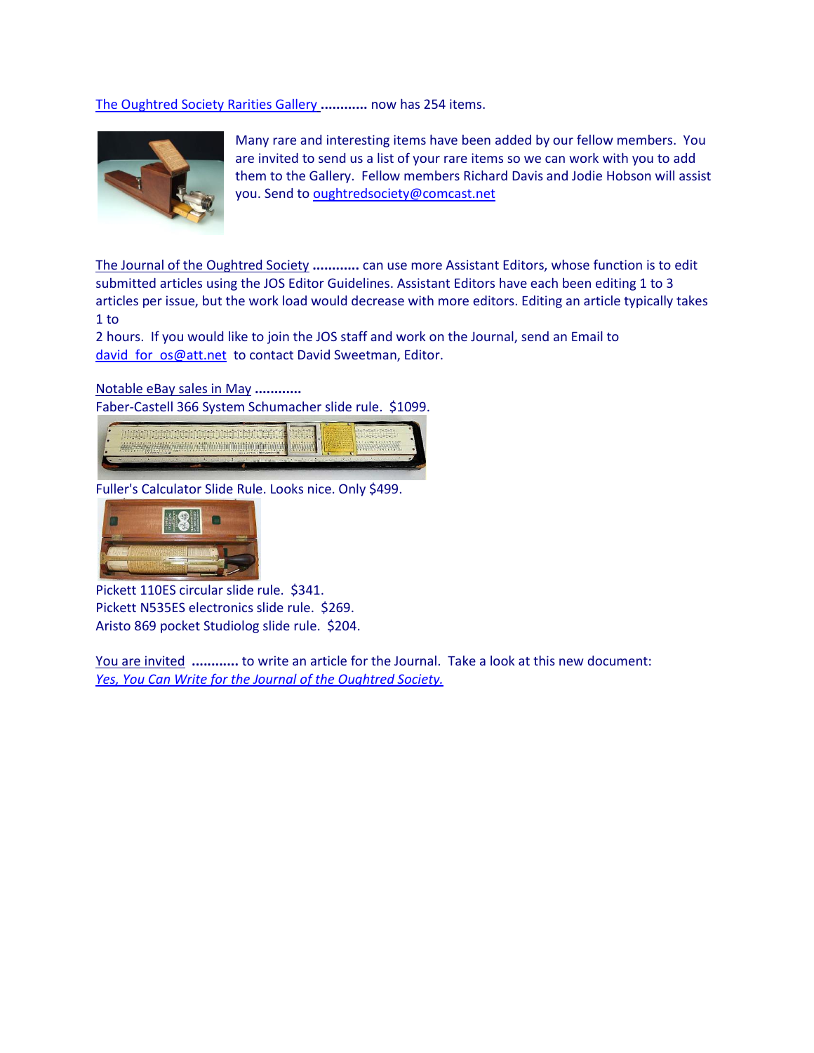The Oughtred Society Rarities Gallery ........... now has 254 items.

Many rare and interesting items have been added by our fellow members. You are invited to send us a list of your rare items so we can work with you to add them to the Gallery. Fellow members Richard Davis and Jodie Hobson will assist you. Send to oughtredsociety@comcast.net

The Journal of the Oughtred Society ........... can use more Assistant Editors, whose function is to edit submitted articles using the JOS Editor Guidelines. Assistant Editors have each been editing 1 to 3 articles per issue, but the work load would decrease with more editors. Editing an article typically takes 1 to
2 hours. If you would like to join the JOS staff and work on the Journal, send an Email to david_for_os@att.net to contact David Sweetman, Editor.

Notable eBay sales in May ...........
Faber-Castell 366 System Schumacher slide rule. $1099.

Fuller's Calculator Slide Rule. Looks nice. Only $499.

Pickett 110ES circular slide rule. $341.
Pickett N535ES electronics slide rule. $269.
Aristo 869 pocket Studiolog slide rule. $204.

You are invited ........... to write an article for the Journal. Take a look at this new document: *Yes, You Can Write for the Journal of the Oughtred Society.*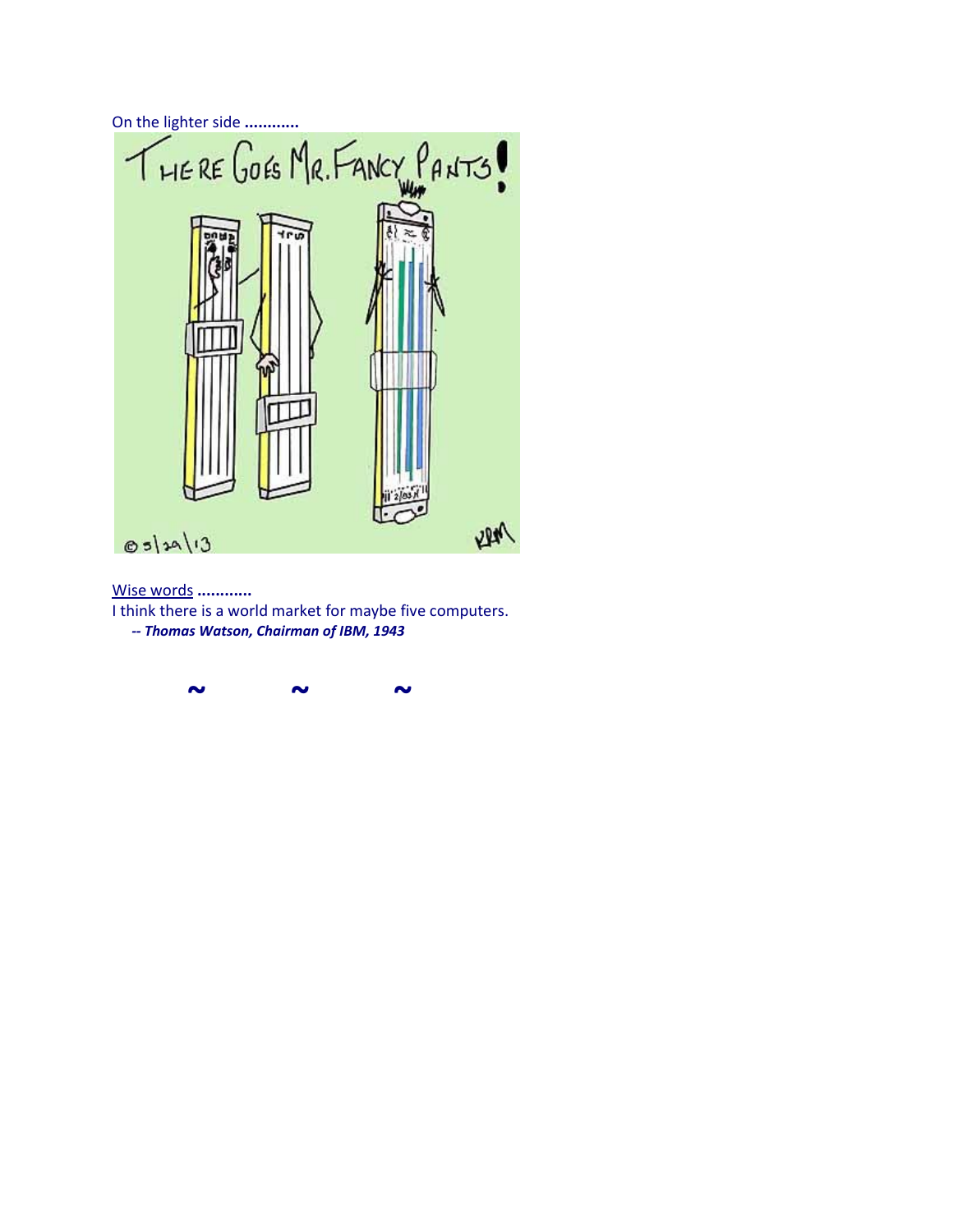On the lighter side …………

Wise words …………

I think there is a world market for maybe five computers.

*-- **Thomas Watson, Chairman of IBM, 1943***

~ ~ ~